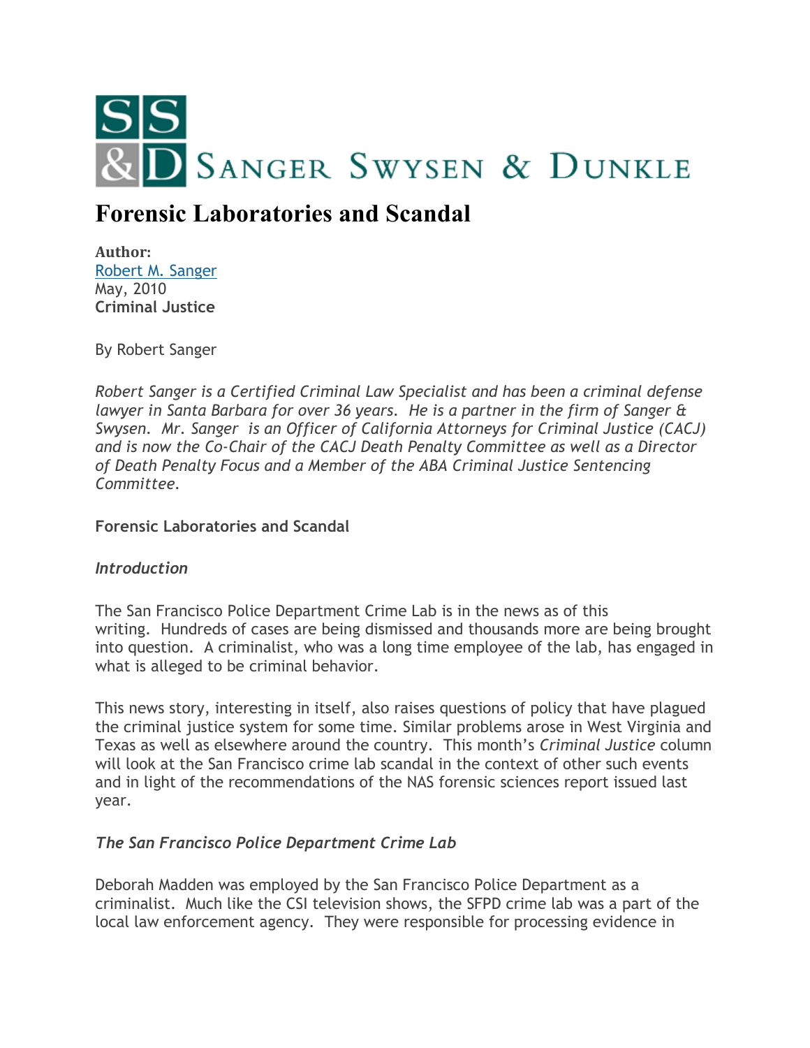SANGER SWYSEN & DUNKLE

# Forensic Laboratories and Scandal

**Author:**
Robert M. Sanger
May, 2010
**Criminal Justice**

By Robert Sanger

*Robert Sanger is a Certified Criminal Law Specialist and has been a criminal defense lawyer in Santa Barbara for over 36 years. He is a partner in the firm of Sanger & Swysen. Mr. Sanger is an Officer of California Attorneys for Criminal Justice (CACJ) and is now the Co-Chair of the CACJ Death Penalty Committee as well as a Director of Death Penalty Focus and a Member of the ABA Criminal Justice Sentencing Committee.*

**Forensic Laboratories and Scandal**

***Introduction***

The San Francisco Police Department Crime Lab is in the news as of this writing. Hundreds of cases are being dismissed and thousands more are being brought into question. A criminalist, who was a long time employee of the lab, has engaged in what is alleged to be criminal behavior.

This news story, interesting in itself, also raises questions of policy that have plagued the criminal justice system for some time. Similar problems arose in West Virginia and Texas as well as elsewhere around the country. This month's *Criminal Justice* column will look at the San Francisco crime lab scandal in the context of other such events and in light of the recommendations of the NAS forensic sciences report issued last year.

***The San Francisco Police Department Crime Lab***

Deborah Madden was employed by the San Francisco Police Department as a criminalist. Much like the CSI television shows, the SFPD crime lab was a part of the local law enforcement agency. They were responsible for processing evidence in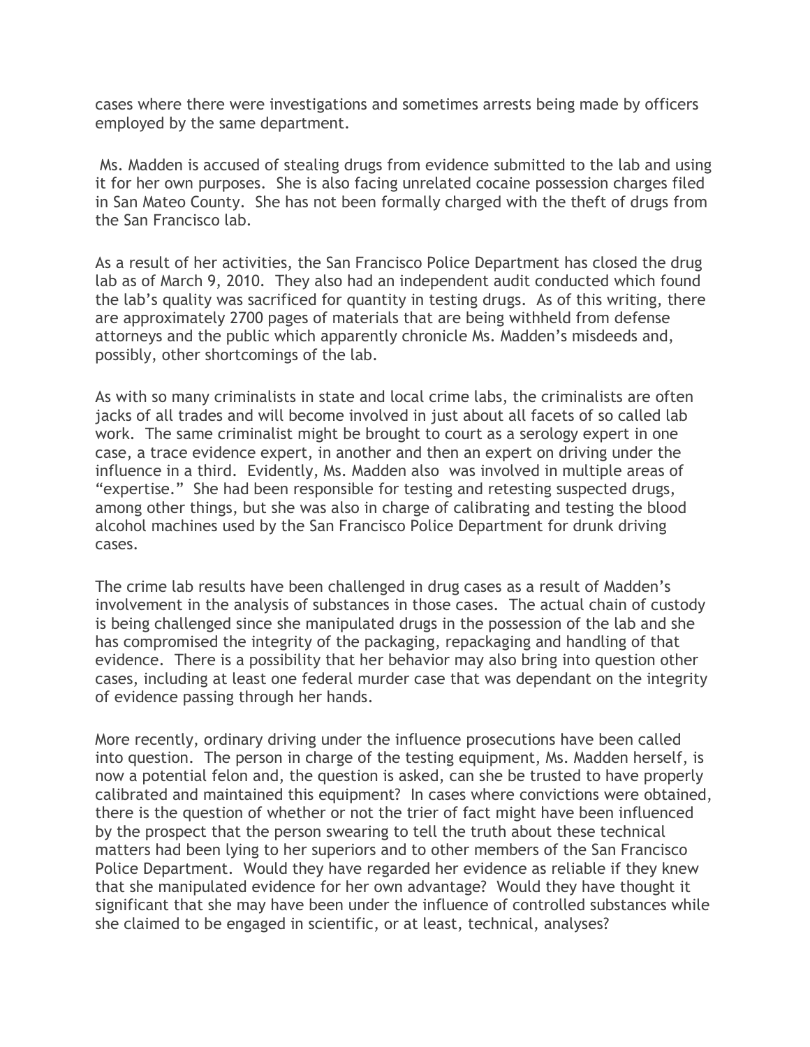cases where there were investigations and sometimes arrests being made by officers employed by the same department.

Ms. Madden is accused of stealing drugs from evidence submitted to the lab and using it for her own purposes. She is also facing unrelated cocaine possession charges filed in San Mateo County. She has not been formally charged with the theft of drugs from the San Francisco lab.

As a result of her activities, the San Francisco Police Department has closed the drug lab as of March 9, 2010. They also had an independent audit conducted which found the lab's quality was sacrificed for quantity in testing drugs. As of this writing, there are approximately 2700 pages of materials that are being withheld from defense attorneys and the public which apparently chronicle Ms. Madden's misdeeds and, possibly, other shortcomings of the lab.

As with so many criminalists in state and local crime labs, the criminalists are often jacks of all trades and will become involved in just about all facets of so called lab work. The same criminalist might be brought to court as a serology expert in one case, a trace evidence expert, in another and then an expert on driving under the influence in a third. Evidently, Ms. Madden also was involved in multiple areas of "expertise." She had been responsible for testing and retesting suspected drugs, among other things, but she was also in charge of calibrating and testing the blood alcohol machines used by the San Francisco Police Department for drunk driving cases.

The crime lab results have been challenged in drug cases as a result of Madden's involvement in the analysis of substances in those cases. The actual chain of custody is being challenged since she manipulated drugs in the possession of the lab and she has compromised the integrity of the packaging, repackaging and handling of that evidence. There is a possibility that her behavior may also bring into question other cases, including at least one federal murder case that was dependant on the integrity of evidence passing through her hands.

More recently, ordinary driving under the influence prosecutions have been called into question. The person in charge of the testing equipment, Ms. Madden herself, is now a potential felon and, the question is asked, can she be trusted to have properly calibrated and maintained this equipment? In cases where convictions were obtained, there is the question of whether or not the trier of fact might have been influenced by the prospect that the person swearing to tell the truth about these technical matters had been lying to her superiors and to other members of the San Francisco Police Department. Would they have regarded her evidence as reliable if they knew that she manipulated evidence for her own advantage? Would they have thought it significant that she may have been under the influence of controlled substances while she claimed to be engaged in scientific, or at least, technical, analyses?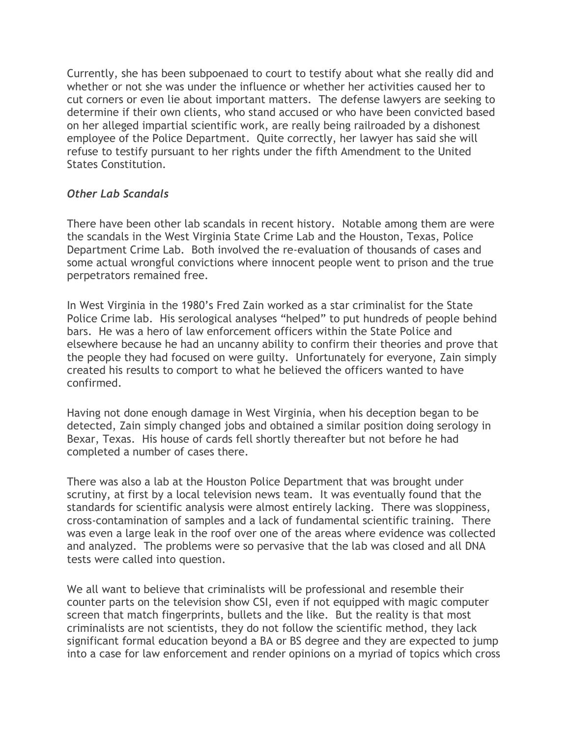Currently, she has been subpoenaed to court to testify about what she really did and whether or not she was under the influence or whether her activities caused her to cut corners or even lie about important matters. The defense lawyers are seeking to determine if their own clients, who stand accused or who have been convicted based on her alleged impartial scientific work, are really being railroaded by a dishonest employee of the Police Department. Quite correctly, her lawyer has said she will refuse to testify pursuant to her rights under the fifth Amendment to the United States Constitution.

### *Other Lab Scandals*

There have been other lab scandals in recent history. Notable among them are were the scandals in the West Virginia State Crime Lab and the Houston, Texas, Police Department Crime Lab. Both involved the re-evaluation of thousands of cases and some actual wrongful convictions where innocent people went to prison and the true perpetrators remained free.

In West Virginia in the 1980's Fred Zain worked as a star criminalist for the State Police Crime lab. His serological analyses "helped" to put hundreds of people behind bars. He was a hero of law enforcement officers within the State Police and elsewhere because he had an uncanny ability to confirm their theories and prove that the people they had focused on were guilty. Unfortunately for everyone, Zain simply created his results to comport to what he believed the officers wanted to have confirmed.

Having not done enough damage in West Virginia, when his deception began to be detected, Zain simply changed jobs and obtained a similar position doing serology in Bexar, Texas. His house of cards fell shortly thereafter but not before he had completed a number of cases there.

There was also a lab at the Houston Police Department that was brought under scrutiny, at first by a local television news team. It was eventually found that the standards for scientific analysis were almost entirely lacking. There was sloppiness, cross-contamination of samples and a lack of fundamental scientific training. There was even a large leak in the roof over one of the areas where evidence was collected and analyzed. The problems were so pervasive that the lab was closed and all DNA tests were called into question.

We all want to believe that criminalists will be professional and resemble their counter parts on the television show CSI, even if not equipped with magic computer screen that match fingerprints, bullets and the like. But the reality is that most criminalists are not scientists, they do not follow the scientific method, they lack significant formal education beyond a BA or BS degree and they are expected to jump into a case for law enforcement and render opinions on a myriad of topics which cross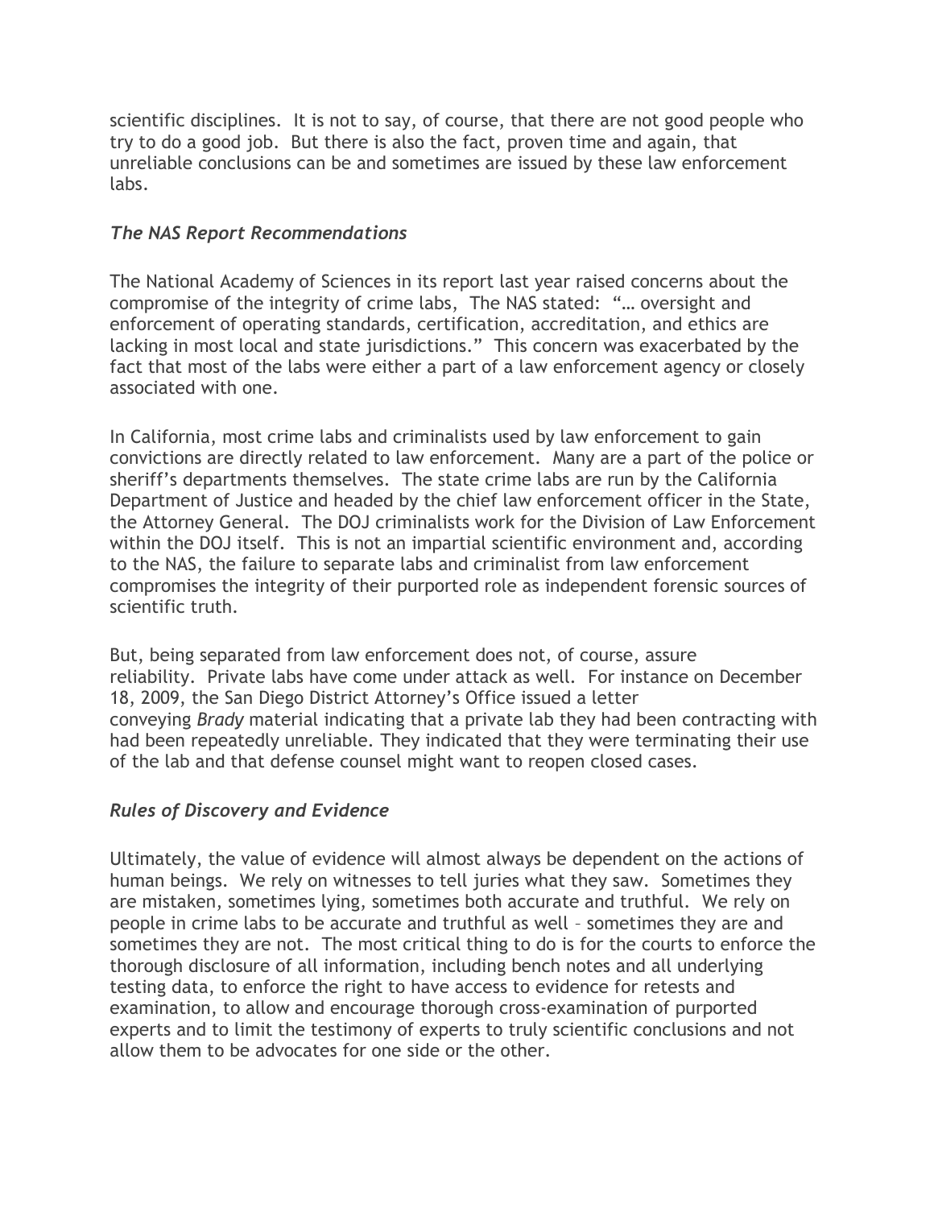scientific disciplines. It is not to say, of course, that there are not good people who try to do a good job. But there is also the fact, proven time and again, that unreliable conclusions can be and sometimes are issued by these law enforcement labs.

### *The NAS Report Recommendations*

The National Academy of Sciences in its report last year raised concerns about the compromise of the integrity of crime labs, The NAS stated: "… oversight and enforcement of operating standards, certification, accreditation, and ethics are lacking in most local and state jurisdictions." This concern was exacerbated by the fact that most of the labs were either a part of a law enforcement agency or closely associated with one.

In California, most crime labs and criminalists used by law enforcement to gain convictions are directly related to law enforcement. Many are a part of the police or sheriff's departments themselves. The state crime labs are run by the California Department of Justice and headed by the chief law enforcement officer in the State, the Attorney General. The DOJ criminalists work for the Division of Law Enforcement within the DOJ itself. This is not an impartial scientific environment and, according to the NAS, the failure to separate labs and criminalist from law enforcement compromises the integrity of their purported role as independent forensic sources of scientific truth.

But, being separated from law enforcement does not, of course, assure reliability. Private labs have come under attack as well. For instance on December 18, 2009, the San Diego District Attorney's Office issued a letter conveying *Brady* material indicating that a private lab they had been contracting with had been repeatedly unreliable. They indicated that they were terminating their use of the lab and that defense counsel might want to reopen closed cases.

### *Rules of Discovery and Evidence*

Ultimately, the value of evidence will almost always be dependent on the actions of human beings. We rely on witnesses to tell juries what they saw. Sometimes they are mistaken, sometimes lying, sometimes both accurate and truthful. We rely on people in crime labs to be accurate and truthful as well – sometimes they are and sometimes they are not. The most critical thing to do is for the courts to enforce the thorough disclosure of all information, including bench notes and all underlying testing data, to enforce the right to have access to evidence for retests and examination, to allow and encourage thorough cross-examination of purported experts and to limit the testimony of experts to truly scientific conclusions and not allow them to be advocates for one side or the other.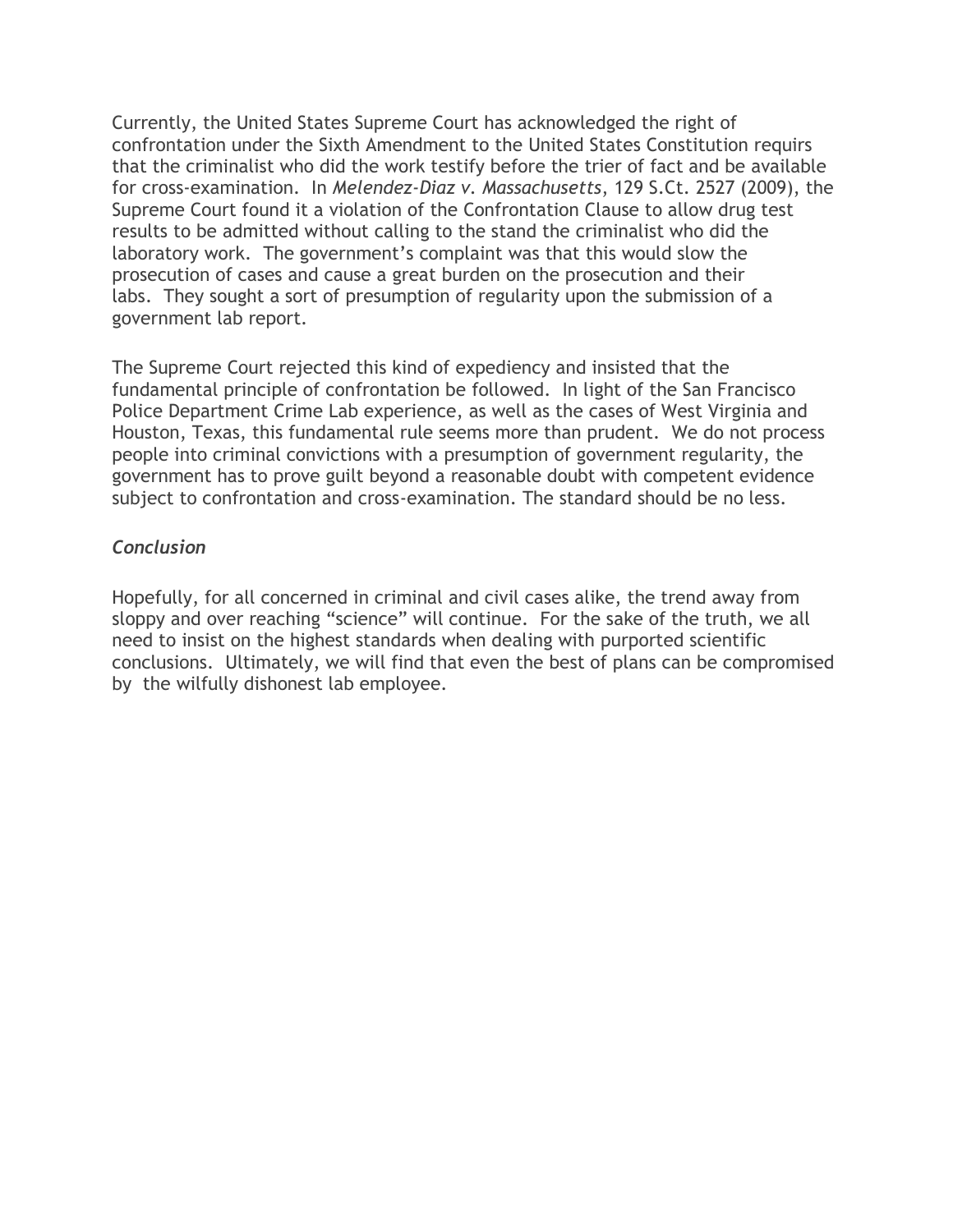Currently, the United States Supreme Court has acknowledged the right of confrontation under the Sixth Amendment to the United States Constitution requirs that the criminalist who did the work testify before the trier of fact and be available for cross-examination. In *Melendez-Diaz v. Massachusetts*, 129 S.Ct. 2527 (2009), the Supreme Court found it a violation of the Confrontation Clause to allow drug test results to be admitted without calling to the stand the criminalist who did the laboratory work. The government's complaint was that this would slow the prosecution of cases and cause a great burden on the prosecution and their labs. They sought a sort of presumption of regularity upon the submission of a government lab report.

The Supreme Court rejected this kind of expediency and insisted that the fundamental principle of confrontation be followed. In light of the San Francisco Police Department Crime Lab experience, as well as the cases of West Virginia and Houston, Texas, this fundamental rule seems more than prudent. We do not process people into criminal convictions with a presumption of government regularity, the government has to prove guilt beyond a reasonable doubt with competent evidence subject to confrontation and cross-examination. The standard should be no less.

### *Conclusion*

Hopefully, for all concerned in criminal and civil cases alike, the trend away from sloppy and over reaching "science" will continue. For the sake of the truth, we all need to insist on the highest standards when dealing with purported scientific conclusions. Ultimately, we will find that even the best of plans can be compromised by the wilfully dishonest lab employee.